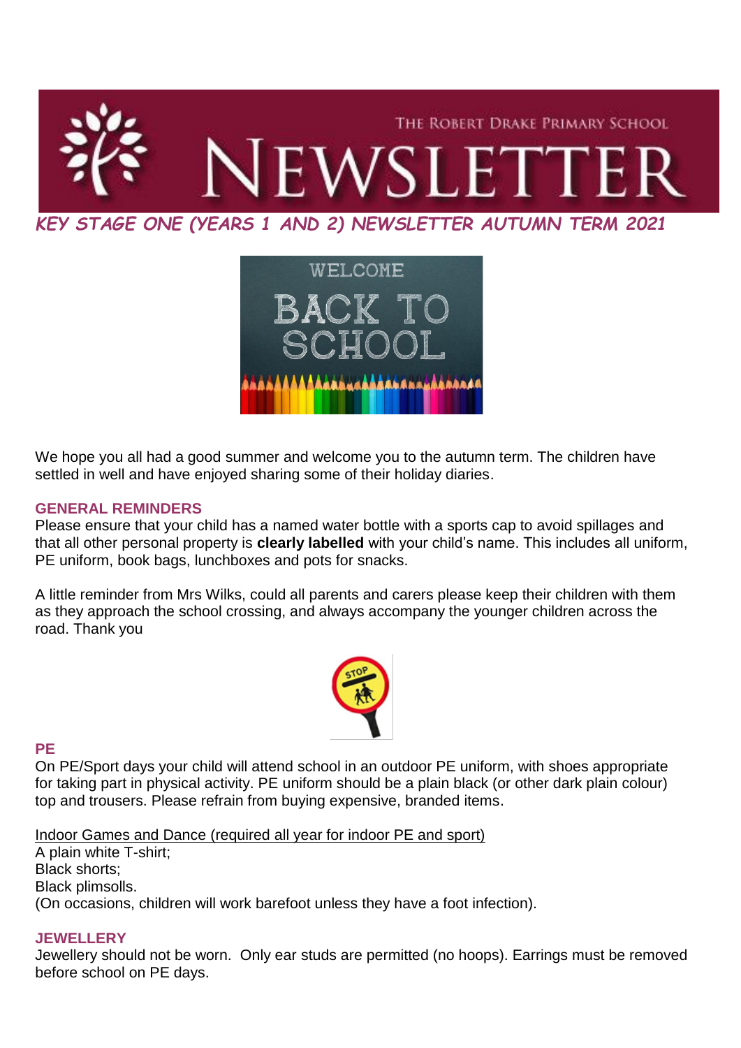THE ROBERT DRAKE PRIMARY SCHOOL

# NEWSLETTER

## *KEY STAGE ONE (YEARS 1 AND 2) NEWSLETTER AUTUMN TERM 2021*

We hope you all had a good summer and welcome you to the autumn term. The children have settled in well and have enjoyed sharing some of their holiday diaries.

### GENERAL REMINDERS

Please ensure that your child has a named water bottle with a sports cap to avoid spillages and that all other personal property is **clearly labelled** with your child's name. This includes all uniform, PE uniform, book bags, lunchboxes and pots for snacks.

A little reminder from Mrs Wilks, could all parents and carers please keep their children with them as they approach the school crossing, and always accompany the younger children across the road. Thank you

### PE

On PE/Sport days your child will attend school in an outdoor PE uniform, with shoes appropriate for taking part in physical activity. PE uniform should be a plain black (or other dark plain colour) top and trousers. Please refrain from buying expensive, branded items.

<u>Indoor Games and Dance (required all year for indoor PE and sport)</u>

A plain white T-shirt;
Black shorts;
Black plimsolls.
(On occasions, children will work barefoot unless they have a foot infection).

### JEWELLERY

Jewellery should not be worn. Only ear studs are permitted (no hoops). Earrings must be removed before school on PE days.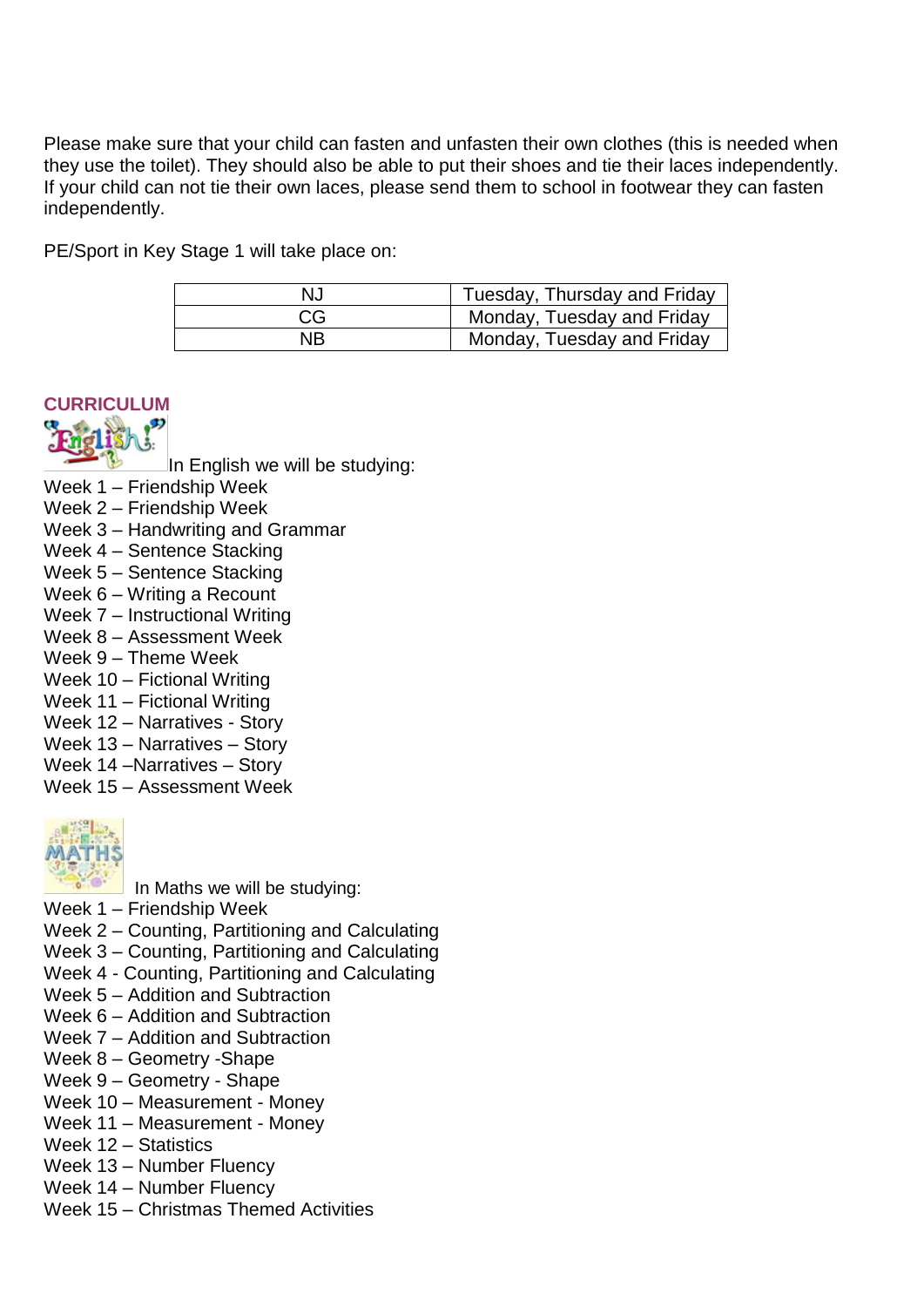Please make sure that your child can fasten and unfasten their own clothes (this is needed when they use the toilet). They should also be able to put their shoes and tie their laces independently. If your child can not tie their own laces, please send them to school in footwear they can fasten independently.

PE/Sport in Key Stage 1 will take place on:

| | |
|---|---|
| NJ | Tuesday, Thursday and Friday |
| CG | Monday, Tuesday and Friday |
| NB | Monday, Tuesday and Friday |

## CURRICULUM

In English we will be studying:

Week 1 – Friendship Week
Week 2 – Friendship Week
Week 3 – Handwriting and Grammar
Week 4 – Sentence Stacking
Week 5 – Sentence Stacking
Week 6 – Writing a Recount
Week 7 – Instructional Writing
Week 8 – Assessment Week
Week 9 – Theme Week
Week 10 – Fictional Writing
Week 11 – Fictional Writing
Week 12 – Narratives - Story
Week 13 – Narratives – Story
Week 14 –Narratives – Story
Week 15 – Assessment Week

In Maths we will be studying:

Week 1 – Friendship Week
Week 2 – Counting, Partitioning and Calculating
Week 3 – Counting, Partitioning and Calculating
Week 4 - Counting, Partitioning and Calculating
Week 5 – Addition and Subtraction
Week 6 – Addition and Subtraction
Week 7 – Addition and Subtraction
Week 8 – Geometry -Shape
Week 9 – Geometry - Shape
Week 10 – Measurement - Money
Week 11 – Measurement - Money
Week 12 – Statistics
Week 13 – Number Fluency
Week 14 – Number Fluency
Week 15 – Christmas Themed Activities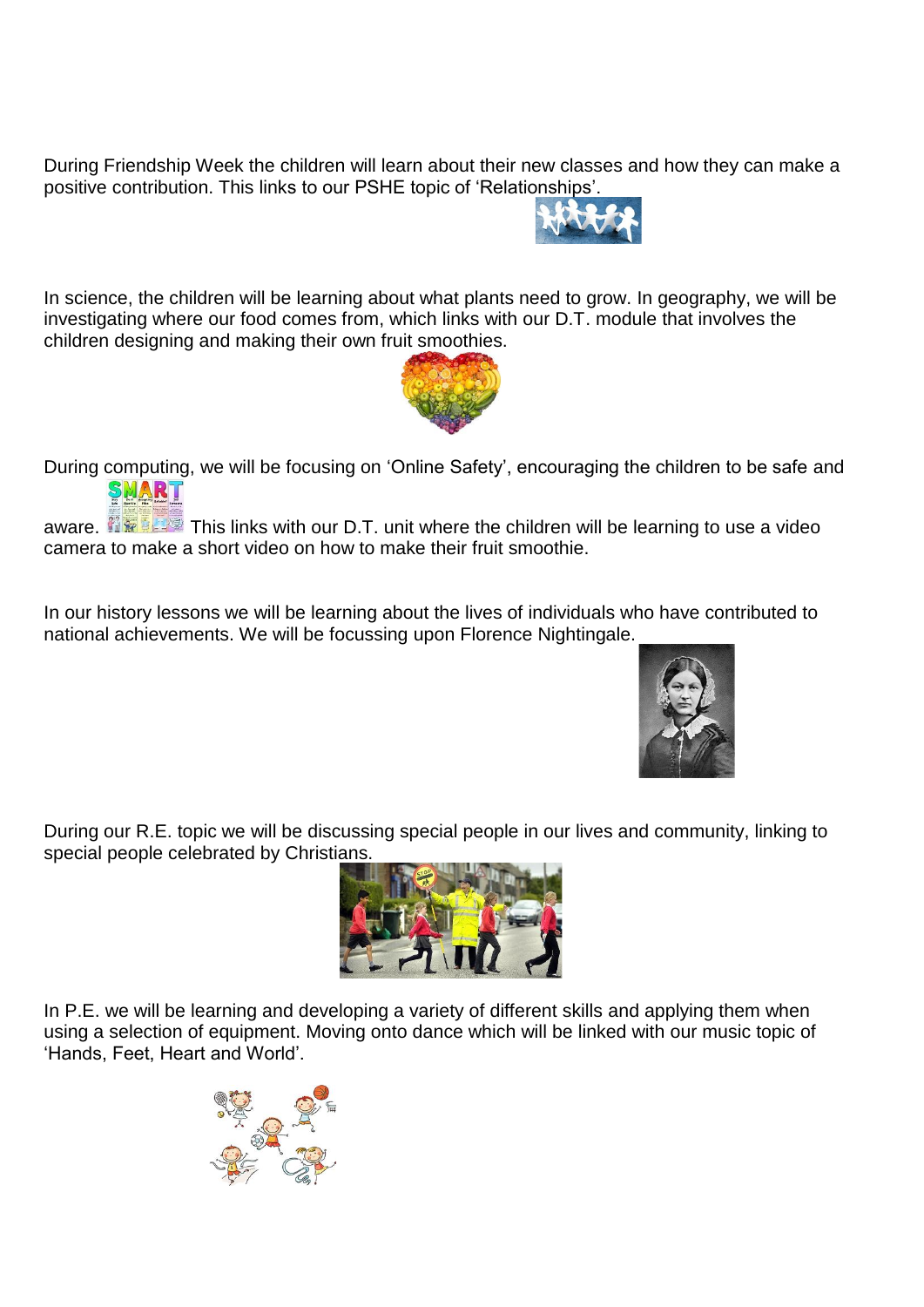During Friendship Week the children will learn about their new classes and how they can make a positive contribution. This links to our PSHE topic of 'Relationships'.

In science, the children will be learning about what plants need to grow. In geography, we will be investigating where our food comes from, which links with our D.T. module that involves the children designing and making their own fruit smoothies.

During computing, we will be focusing on 'Online Safety', encouraging the children to be safe and aware. This links with our D.T. unit where the children will be learning to use a video camera to make a short video on how to make their fruit smoothie.

In our history lessons we will be learning about the lives of individuals who have contributed to national achievements. We will be focussing upon Florence Nightingale.

During our R.E. topic we will be discussing special people in our lives and community, linking to special people celebrated by Christians.

In P.E. we will be learning and developing a variety of different skills and applying them when using a selection of equipment. Moving onto dance which will be linked with our music topic of 'Hands, Feet, Heart and World'.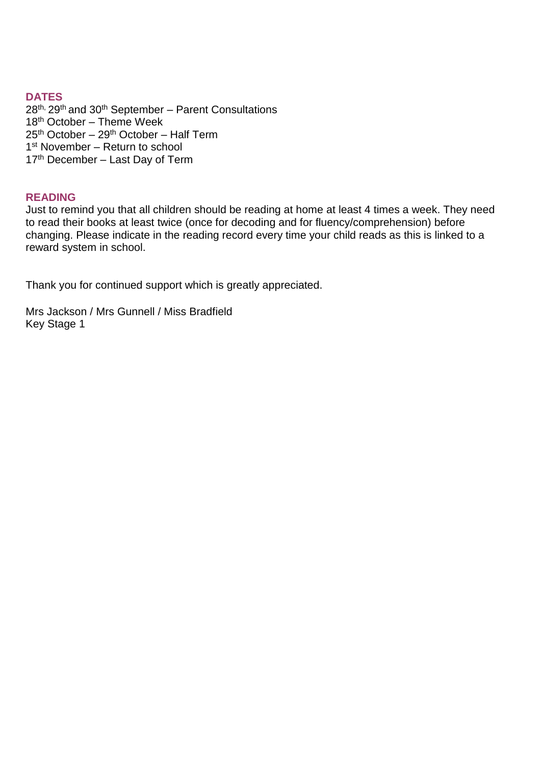## DATES

28th, 29th and 30th September – Parent Consultations
18th October – Theme Week
25th October – 29th October – Half Term
1st November – Return to school
17th December – Last Day of Term

## READING

Just to remind you that all children should be reading at home at least 4 times a week. They need to read their books at least twice (once for decoding and for fluency/comprehension) before changing. Please indicate in the reading record every time your child reads as this is linked to a reward system in school.

Thank you for continued support which is greatly appreciated.

Mrs Jackson / Mrs Gunnell / Miss Bradfield
Key Stage 1